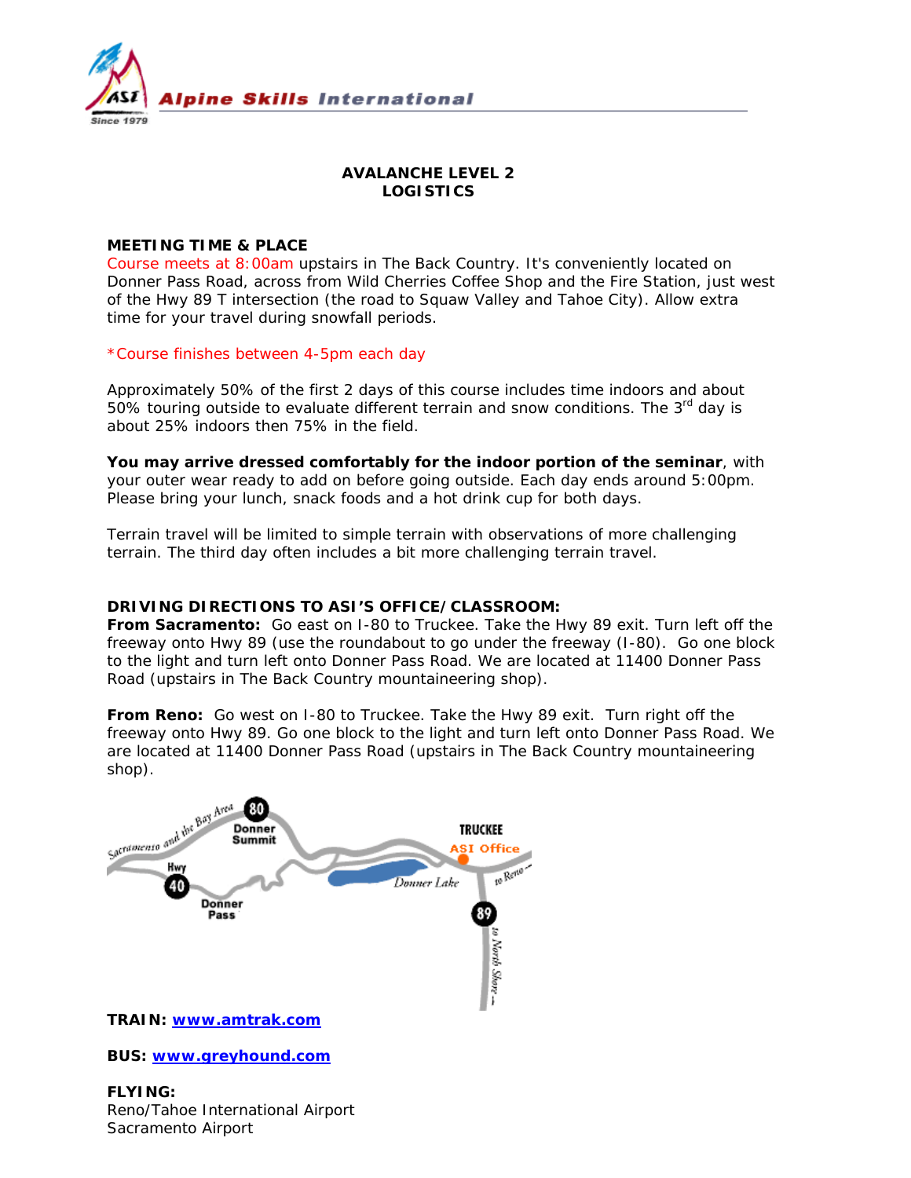Alpine Skills International

Since 1979

# AVALANCHE LEVEL 2
# LOGISTICS

**MEETING TIME & PLACE**

Course meets at 8:00am upstairs in The Back Country. It's conveniently located on Donner Pass Road, across from Wild Cherries Coffee Shop and the Fire Station, just west of the Hwy 89 T intersection (the road to Squaw Valley and Tahoe City). Allow extra time for your travel during snowfall periods.

*Course finishes between 4-5pm each day

Approximately 50% of the first 2 days of this course includes time indoors and about 50% touring outside to evaluate different terrain and snow conditions. The 3rd day is about 25% indoors then 75% in the field.

**You may arrive dressed comfortably for the indoor portion of the seminar**, with your outer wear ready to add on before going outside. Each day ends around 5:00pm. Please bring your lunch, snack foods and a hot drink cup for both days.

Terrain travel will be limited to simple terrain with observations of more challenging terrain. The third day often includes a bit more challenging terrain travel.

**DRIVING DIRECTIONS TO ASI'S OFFICE/CLASSROOM:**

**From Sacramento:** Go east on I-80 to Truckee. Take the Hwy 89 exit. Turn left off the freeway onto Hwy 89 (use the roundabout to go under the freeway (I-80). Go one block to the light and turn left onto Donner Pass Road. We are located at 11400 Donner Pass Road (upstairs in The Back Country mountaineering shop).

**From Reno:** Go west on I-80 to Truckee. Take the Hwy 89 exit. Turn right off the freeway onto Hwy 89. Go one block to the light and turn left onto Donner Pass Road. We are located at 11400 Donner Pass Road (upstairs in The Back Country mountaineering shop).

Sacramento and the Bay Area — 80 — Donner Summit — Hwy 40 — Donner Pass — Donner Lake — TRUCKEE — ASI Office — to Reno — 89 — to North Shore

**TRAIN:** www.amtrak.com

**BUS:** www.greyhound.com

**FLYING:**
Reno/Tahoe International Airport
Sacramento Airport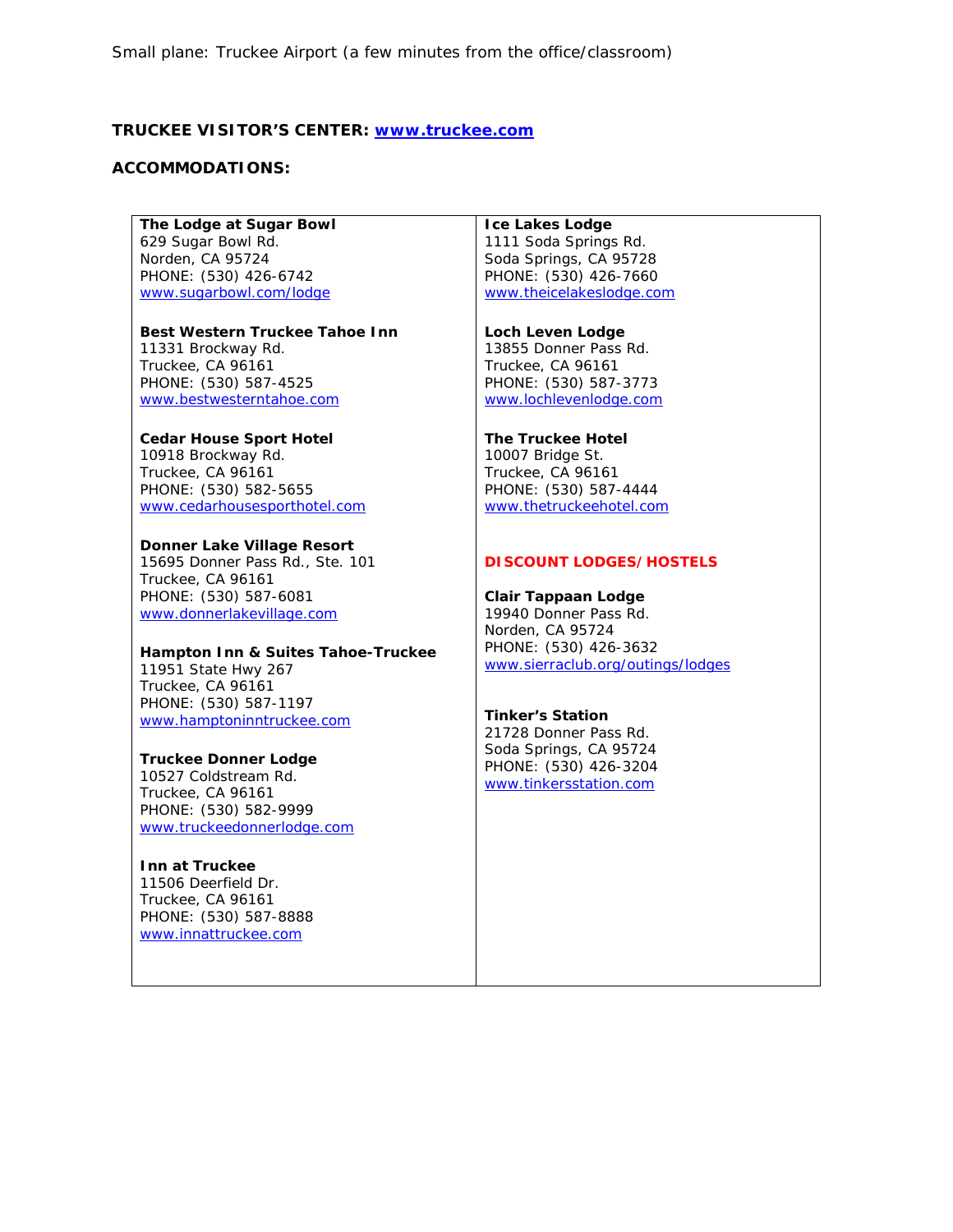Small plane: Truckee Airport (a few minutes from the office/classroom)

**TRUCKEE VISITOR'S CENTER: www.truckee.com**

**ACCOMMODATIONS:**

**The Lodge at Sugar Bowl**
629 Sugar Bowl Rd.
Norden, CA 95724
PHONE: (530) 426-6742
www.sugarbowl.com/lodge

**Best Western Truckee Tahoe Inn**
11331 Brockway Rd.
Truckee, CA 96161
PHONE: (530) 587-4525
www.bestwesterntahoe.com

**Cedar House Sport Hotel**
10918 Brockway Rd.
Truckee, CA 96161
PHONE: (530) 582-5655
www.cedarhousesporthotel.com

**Donner Lake Village Resort**
15695 Donner Pass Rd., Ste. 101
Truckee, CA 96161
PHONE: (530) 587-6081
www.donnerlakevillage.com

**Hampton Inn & Suites Tahoe-Truckee**
11951 State Hwy 267
Truckee, CA 96161
PHONE: (530) 587-1197
www.hamptoninntruckee.com

**Truckee Donner Lodge**
10527 Coldstream Rd.
Truckee, CA 96161
PHONE: (530) 582-9999
www.truckeedonnerlodge.com

**Inn at Truckee**
11506 Deerfield Dr.
Truckee, CA 96161
PHONE: (530) 587-8888
www.innattruckee.com

**Ice Lakes Lodge**
1111 Soda Springs Rd.
Soda Springs, CA 95728
PHONE: (530) 426-7660
www.theicelakeslodge.com

**Loch Leven Lodge**
13855 Donner Pass Rd.
Truckee, CA 96161
PHONE: (530) 587-3773
www.lochlevenlodge.com

**The Truckee Hotel**
10007 Bridge St.
Truckee, CA 96161
PHONE: (530) 587-4444
www.thetruckeehotel.com

**DISCOUNT LODGES/HOSTELS**

**Clair Tappaan Lodge**
19940 Donner Pass Rd.
Norden, CA 95724
PHONE: (530) 426-3632
www.sierraclub.org/outings/lodges

**Tinker's Station**
21728 Donner Pass Rd.
Soda Springs, CA 95724
PHONE: (530) 426-3204
www.tinkersstation.com